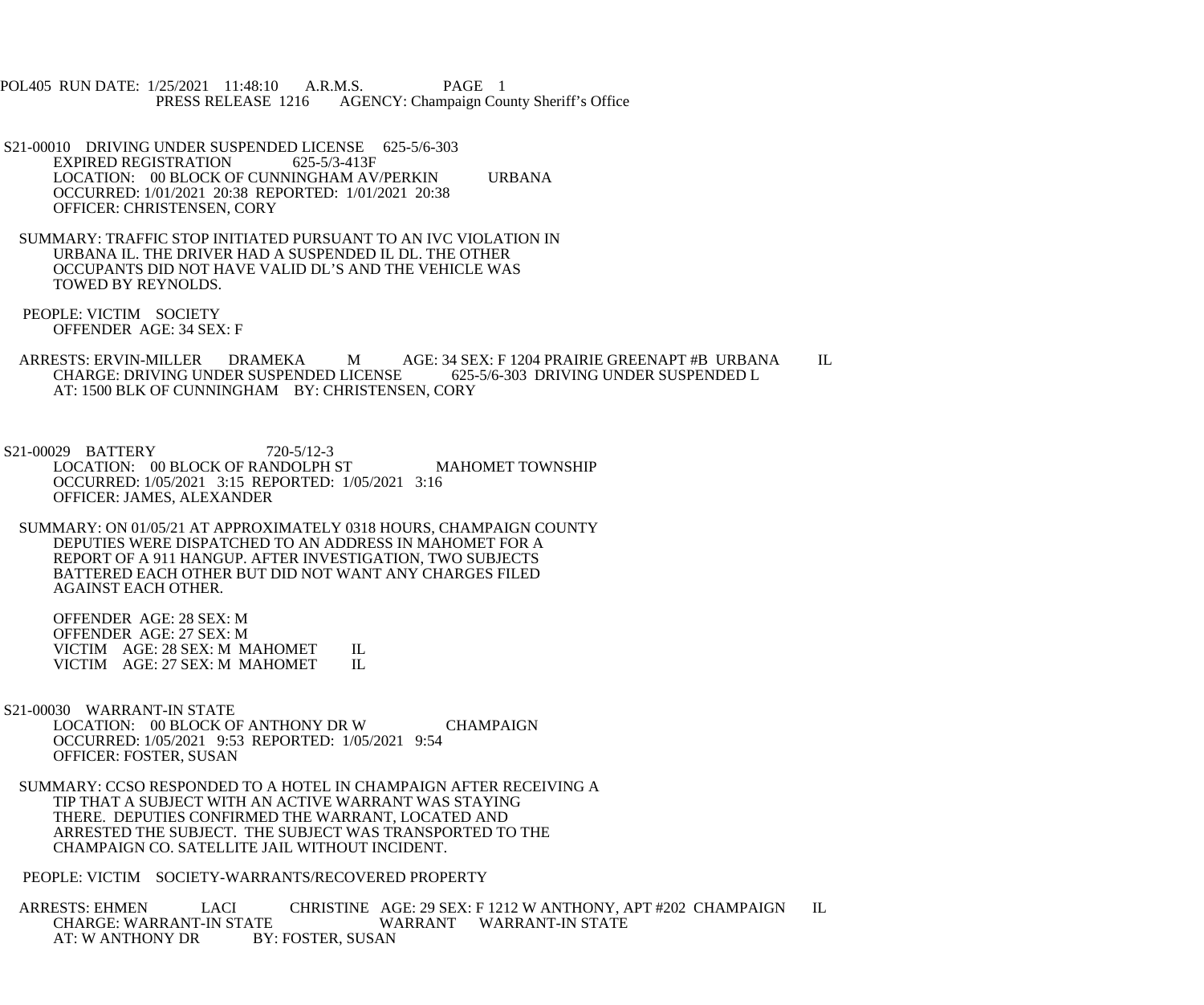POL405 RUN DATE: 1/25/2021 11:48:10 A.R.M.S. PAGE 1
PRESS RELEASE 1216 AGENCY: Champaign County Sheriff's Office

S21-00010 DRIVING UNDER SUSPENDED LICENSE 625-5/6-303
EXPIRED REGISTRATION 625-5/3-413F
LOCATION: 00 BLOCK OF CUNNINGHAM AV/PERKIN URBANA
OCCURRED: 1/01/2021 20:38 REPORTED: 1/01/2021 20:38
OFFICER: CHRISTENSEN, CORY

SUMMARY: TRAFFIC STOP INITIATED PURSUANT TO AN IVC VIOLATION IN URBANA IL. THE DRIVER HAD A SUSPENDED IL DL. THE OTHER OCCUPANTS DID NOT HAVE VALID DL'S AND THE VEHICLE WAS TOWED BY REYNOLDS.

PEOPLE: VICTIM SOCIETY
OFFENDER AGE: 34 SEX: F

ARRESTS: ERVIN-MILLER DRAMEKA M AGE: 34 SEX: F 1204 PRAIRIE GREENAPT #B URBANA IL
CHARGE: DRIVING UNDER SUSPENDED LICENSE 625-5/6-303 DRIVING UNDER SUSPENDED L
AT: 1500 BLK OF CUNNINGHAM BY: CHRISTENSEN, CORY

S21-00029 BATTERY 720-5/12-3
LOCATION: 00 BLOCK OF RANDOLPH ST MAHOMET TOWNSHIP
OCCURRED: 1/05/2021 3:15 REPORTED: 1/05/2021 3:16
OFFICER: JAMES, ALEXANDER

SUMMARY: ON 01/05/21 AT APPROXIMATELY 0318 HOURS, CHAMPAIGN COUNTY DEPUTIES WERE DISPATCHED TO AN ADDRESS IN MAHOMET FOR A REPORT OF A 911 HANGUP. AFTER INVESTIGATION, TWO SUBJECTS BATTERED EACH OTHER BUT DID NOT WANT ANY CHARGES FILED AGAINST EACH OTHER.

OFFENDER AGE: 28 SEX: M
OFFENDER AGE: 27 SEX: M
VICTIM AGE: 28 SEX: M MAHOMET IL
VICTIM AGE: 27 SEX: M MAHOMET IL

S21-00030 WARRANT-IN STATE
LOCATION: 00 BLOCK OF ANTHONY DR W CHAMPAIGN
OCCURRED: 1/05/2021 9:53 REPORTED: 1/05/2021 9:54
OFFICER: FOSTER, SUSAN

SUMMARY: CCSO RESPONDED TO A HOTEL IN CHAMPAIGN AFTER RECEIVING A TIP THAT A SUBJECT WITH AN ACTIVE WARRANT WAS STAYING THERE. DEPUTIES CONFIRMED THE WARRANT, LOCATED AND ARRESTED THE SUBJECT. THE SUBJECT WAS TRANSPORTED TO THE CHAMPAIGN CO. SATELLITE JAIL WITHOUT INCIDENT.

PEOPLE: VICTIM SOCIETY-WARRANTS/RECOVERED PROPERTY

ARRESTS: EHMEN LACI CHRISTINE AGE: 29 SEX: F 1212 W ANTHONY, APT #202 CHAMPAIGN IL
CHARGE: WARRANT-IN STATE WARRANT WARRANT-IN STATE
AT: W ANTHONY DR BY: FOSTER, SUSAN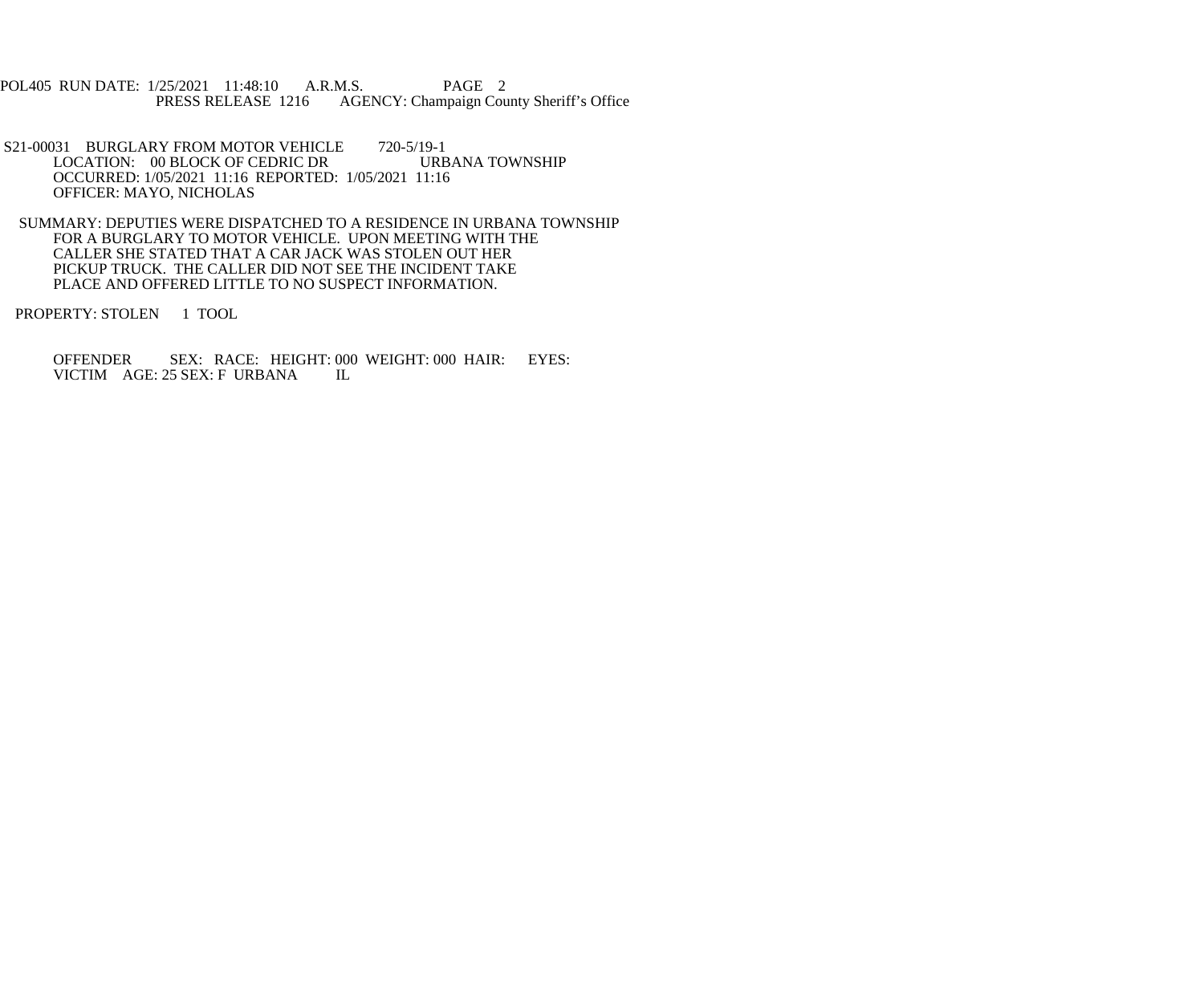S21-00031 BURGLARY FROM MOTOR VEHICLE 720-5/19-1
LOCATION: 00 BLOCK OF CEDRIC DR URBANA TOWNSHIP
OCCURRED: 1/05/2021 11:16 REPORTED: 1/05/2021 11:16
OFFICER: MAYO, NICHOLAS

SUMMARY: DEPUTIES WERE DISPATCHED TO A RESIDENCE IN URBANA TOWNSHIP FOR A BURGLARY TO MOTOR VEHICLE. UPON MEETING WITH THE CALLER SHE STATED THAT A CAR JACK WAS STOLEN OUT HER PICKUP TRUCK. THE CALLER DID NOT SEE THE INCIDENT TAKE PLACE AND OFFERED LITTLE TO NO SUSPECT INFORMATION.

PROPERTY: STOLEN 1 TOOL

OFFENDER SEX: RACE: HEIGHT: 000 WEIGHT: 000 HAIR: EYES:
VICTIM AGE: 25 SEX: F URBANA IL